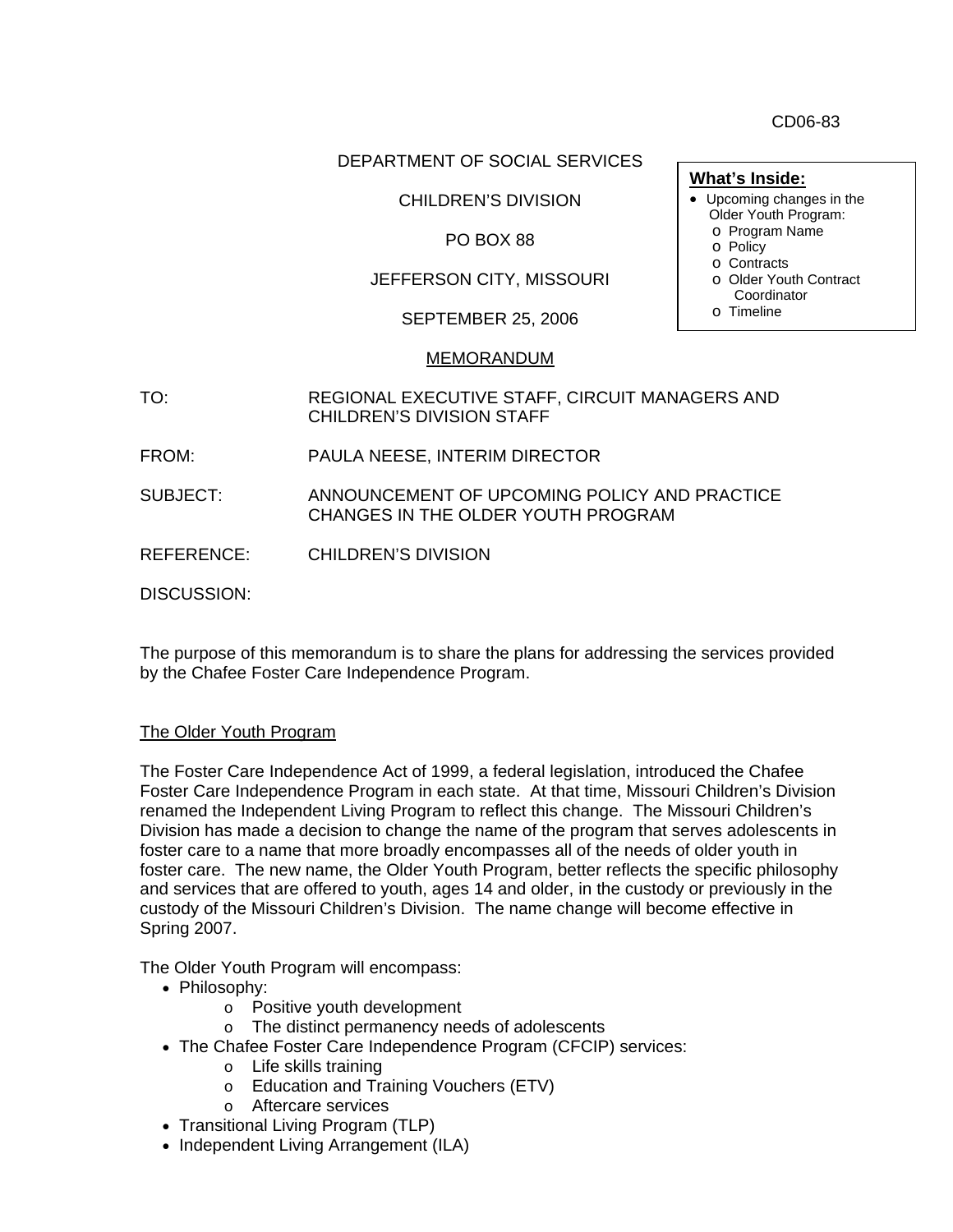CD06-83

DEPARTMENT OF SOCIAL SERVICES

CHILDREN'S DIVISION

PO BOX 88

JEFFERSON CITY, MISSOURI

SEPTEMBER 25, 2006

**What's Inside:**

- Upcoming changes in the Older Youth Program:
  - Program Name
  - Policy
  - Contracts
  - Older Youth Contract Coordinator
  - Timeline

MEMORANDUM

TO: REGIONAL EXECUTIVE STAFF, CIRCUIT MANAGERS AND CHILDREN'S DIVISION STAFF

FROM: PAULA NEESE, INTERIM DIRECTOR

SUBJECT: ANNOUNCEMENT OF UPCOMING POLICY AND PRACTICE CHANGES IN THE OLDER YOUTH PROGRAM

REFERENCE: CHILDREN'S DIVISION

DISCUSSION:

The purpose of this memorandum is to share the plans for addressing the services provided by the Chafee Foster Care Independence Program.

The Older Youth Program

The Foster Care Independence Act of 1999, a federal legislation, introduced the Chafee Foster Care Independence Program in each state. At that time, Missouri Children's Division renamed the Independent Living Program to reflect this change. The Missouri Children's Division has made a decision to change the name of the program that serves adolescents in foster care to a name that more broadly encompasses all of the needs of older youth in foster care. The new name, the Older Youth Program, better reflects the specific philosophy and services that are offered to youth, ages 14 and older, in the custody or previously in the custody of the Missouri Children's Division. The name change will become effective in Spring 2007.

The Older Youth Program will encompass:

- Philosophy:
  - Positive youth development
  - The distinct permanency needs of adolescents
- The Chafee Foster Care Independence Program (CFCIP) services:
  - Life skills training
  - Education and Training Vouchers (ETV)
  - Aftercare services
- Transitional Living Program (TLP)
- Independent Living Arrangement (ILA)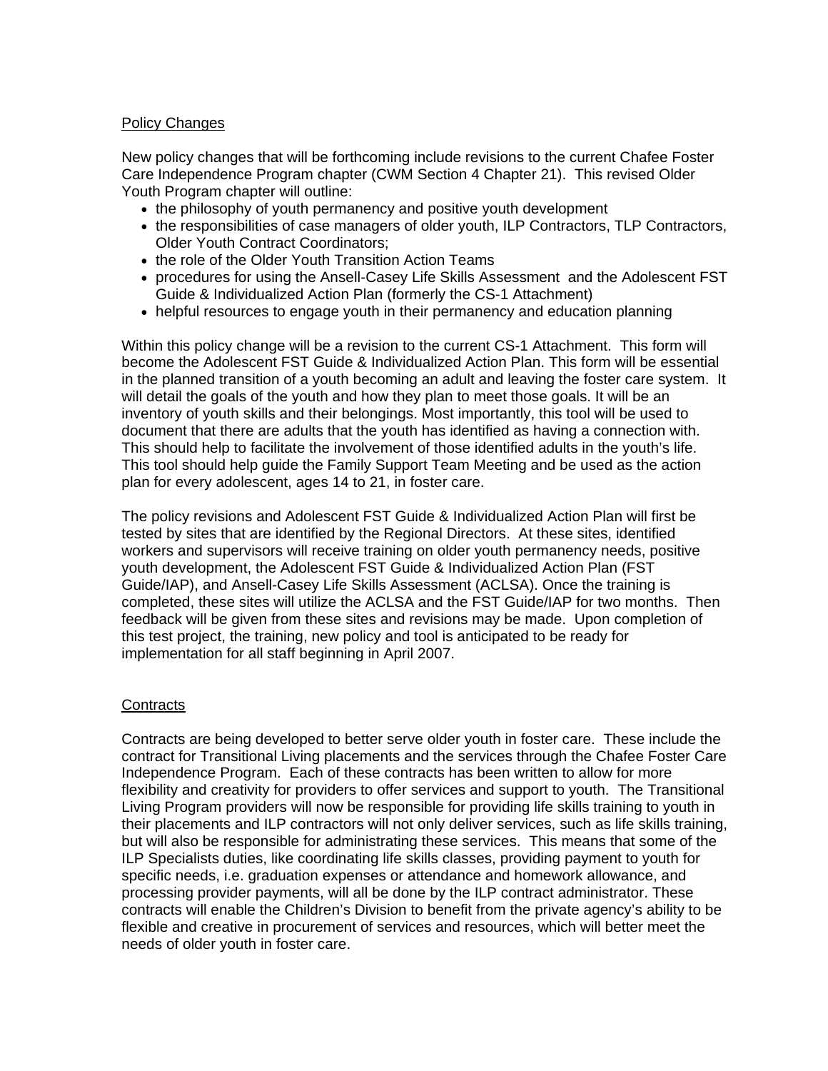## Policy Changes

New policy changes that will be forthcoming include revisions to the current Chafee Foster Care Independence Program chapter (CWM Section 4 Chapter 21). This revised Older Youth Program chapter will outline:

- the philosophy of youth permanency and positive youth development
- the responsibilities of case managers of older youth, ILP Contractors, TLP Contractors, Older Youth Contract Coordinators;
- the role of the Older Youth Transition Action Teams
- procedures for using the Ansell-Casey Life Skills Assessment and the Adolescent FST Guide & Individualized Action Plan (formerly the CS-1 Attachment)
- helpful resources to engage youth in their permanency and education planning

Within this policy change will be a revision to the current CS-1 Attachment. This form will become the Adolescent FST Guide & Individualized Action Plan. This form will be essential in the planned transition of a youth becoming an adult and leaving the foster care system. It will detail the goals of the youth and how they plan to meet those goals. It will be an inventory of youth skills and their belongings. Most importantly, this tool will be used to document that there are adults that the youth has identified as having a connection with. This should help to facilitate the involvement of those identified adults in the youth's life. This tool should help guide the Family Support Team Meeting and be used as the action plan for every adolescent, ages 14 to 21, in foster care.

The policy revisions and Adolescent FST Guide & Individualized Action Plan will first be tested by sites that are identified by the Regional Directors. At these sites, identified workers and supervisors will receive training on older youth permanency needs, positive youth development, the Adolescent FST Guide & Individualized Action Plan (FST Guide/IAP), and Ansell-Casey Life Skills Assessment (ACLSA). Once the training is completed, these sites will utilize the ACLSA and the FST Guide/IAP for two months. Then feedback will be given from these sites and revisions may be made. Upon completion of this test project, the training, new policy and tool is anticipated to be ready for implementation for all staff beginning in April 2007.

## Contracts

Contracts are being developed to better serve older youth in foster care. These include the contract for Transitional Living placements and the services through the Chafee Foster Care Independence Program. Each of these contracts has been written to allow for more flexibility and creativity for providers to offer services and support to youth. The Transitional Living Program providers will now be responsible for providing life skills training to youth in their placements and ILP contractors will not only deliver services, such as life skills training, but will also be responsible for administrating these services. This means that some of the ILP Specialists duties, like coordinating life skills classes, providing payment to youth for specific needs, i.e. graduation expenses or attendance and homework allowance, and processing provider payments, will all be done by the ILP contract administrator. These contracts will enable the Children's Division to benefit from the private agency's ability to be flexible and creative in procurement of services and resources, which will better meet the needs of older youth in foster care.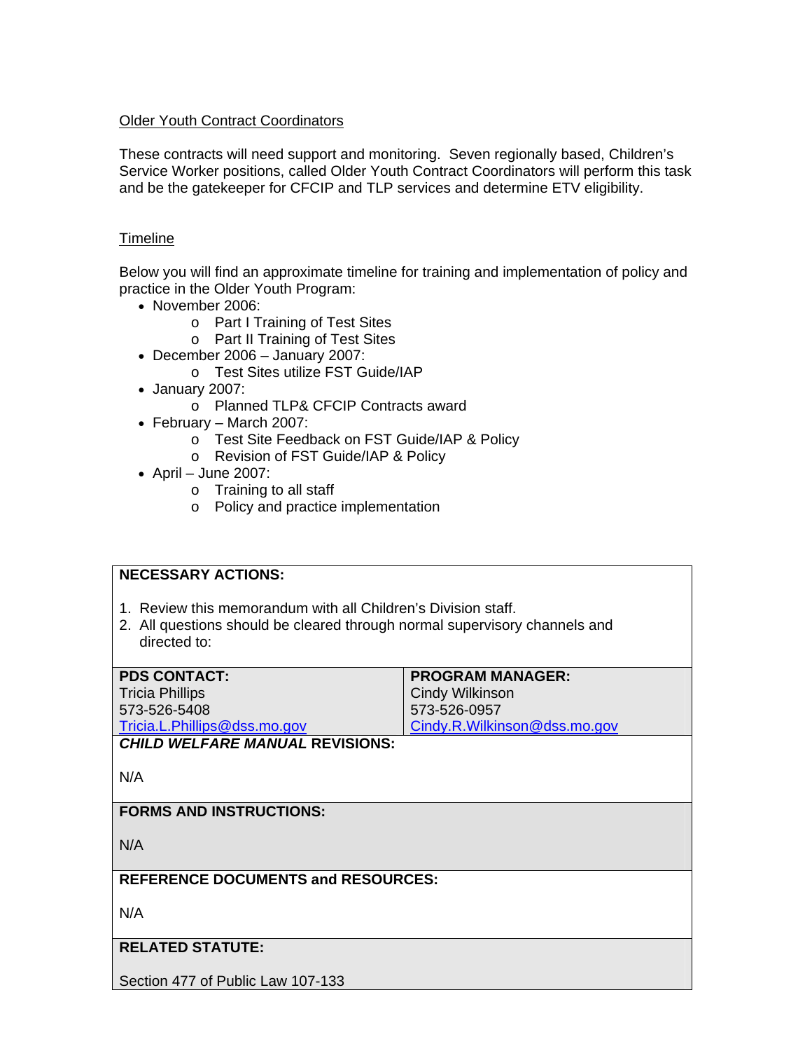Older Youth Contract Coordinators

These contracts will need support and monitoring. Seven regionally based, Children's Service Worker positions, called Older Youth Contract Coordinators will perform this task and be the gatekeeper for CFCIP and TLP services and determine ETV eligibility.

Timeline

Below you will find an approximate timeline for training and implementation of policy and practice in the Older Youth Program:

- November 2006:
  - Part I Training of Test Sites
  - Part II Training of Test Sites
- December 2006 – January 2007:
  - Test Sites utilize FST Guide/IAP
- January 2007:
  - Planned TLP& CFCIP Contracts award
- February – March 2007:
  - Test Site Feedback on FST Guide/IAP & Policy
  - Revision of FST Guide/IAP & Policy
- April – June 2007:
  - Training to all staff
  - Policy and practice implementation

**NECESSARY ACTIONS:**

1. Review this memorandum with all Children's Division staff.
2. All questions should be cleared through normal supervisory channels and directed to:

| **PDS CONTACT:** | **PROGRAM MANAGER:** |
|---|---|
| Tricia Phillips<br>573-526-5408<br>Tricia.L.Phillips@dss.mo.gov | Cindy Wilkinson<br>573-526-0957<br>Cindy.R.Wilkinson@dss.mo.gov |

***CHILD WELFARE MANUAL* REVISIONS:**

N/A

**FORMS AND INSTRUCTIONS:**

N/A

**REFERENCE DOCUMENTS and RESOURCES:**

N/A

**RELATED STATUTE:**

Section 477 of Public Law 107-133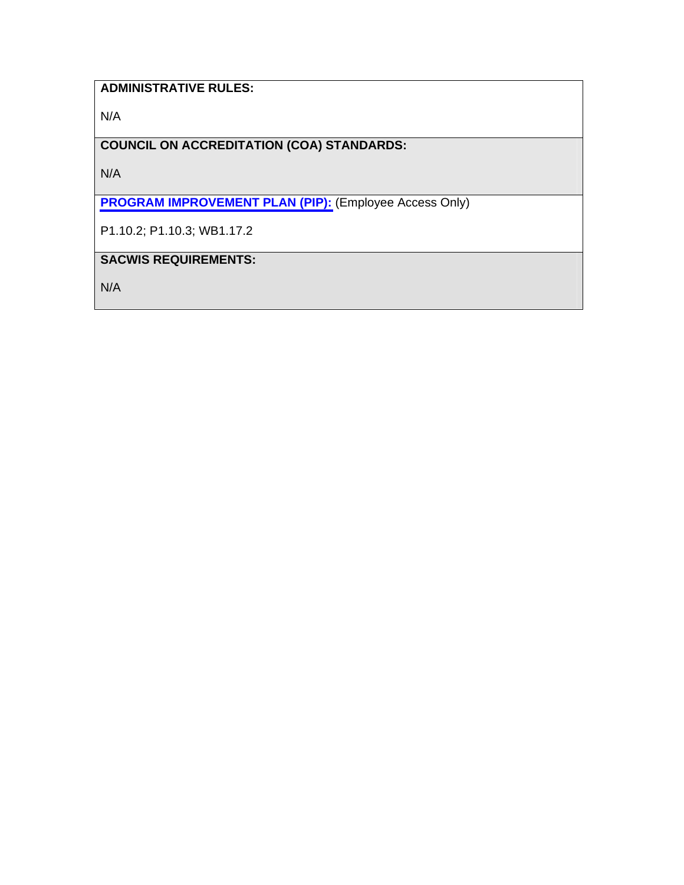**ADMINISTRATIVE RULES:**

N/A

**COUNCIL ON ACCREDITATION (COA) STANDARDS:**

N/A

**PROGRAM IMPROVEMENT PLAN (PIP):** (Employee Access Only)

P1.10.2; P1.10.3; WB1.17.2

**SACWIS REQUIREMENTS:**

N/A